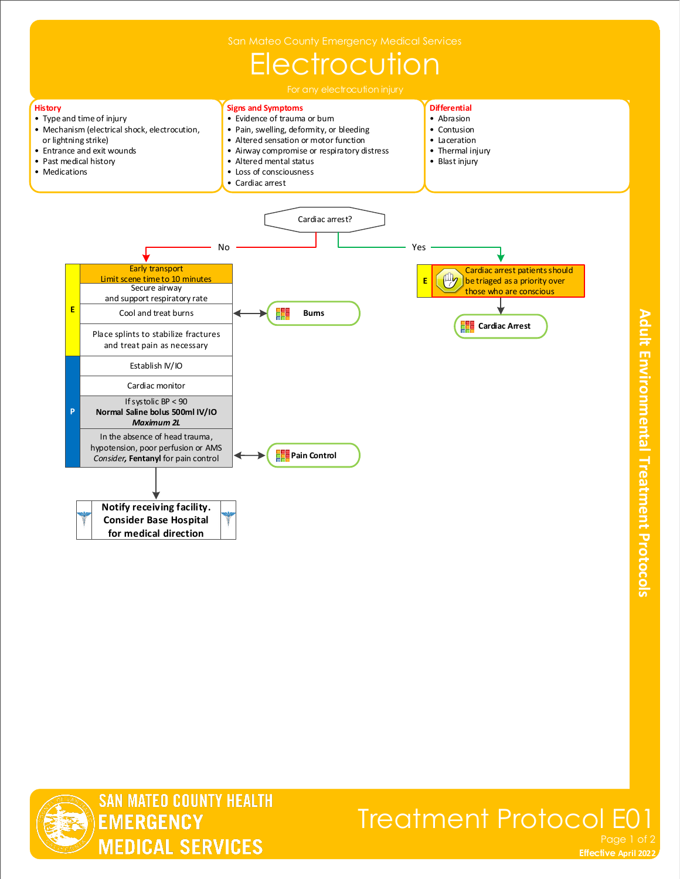San Mateo County Emergency Medical Services

# Electrocution

For any electrocution injury

### History
- Type and time of injury
- Mechanism (electrical shock, electrocution, or lightning strike)
- Entrance and exit wounds
- Past medical history
- Medications

### Signs and Symptoms
- Evidence of trauma or burn
- Pain, swelling, deformity, or bleeding
- Altered sensation or motor function
- Airway compromise or respiratory distress
- Altered mental status
- Loss of consciousness
- Cardiac arrest

### Differential
- Abrasion
- Contusion
- Laceration
- Thermal injury
- Blast injury

**Cardiac arrest?**

**No:**

**E**
- Early transport
  Limit scene time to 10 minutes
- Secure airway
  and support respiratory rate
- Cool and treat burns ↔ **Burns**
- Place splints to stabilize fractures
  and treat pain as necessary

**P**
- Establish IV/IO
- Cardiac monitor
- If systolic BP < 90
  **Normal Saline bolus 500ml IV/IO**
  ***Maximum 2L***
- In the absence of head trauma, hypotension, poor perfusion or AMS
  *Consider*, **Fentanyl** for pain control ↔ **Pain Control**

**Notify receiving facility. Consider Base Hospital for medical direction**

**Yes:**

**E** Cardiac arrest patients should be triaged as a priority over those who are conscious

→ **Cardiac Arrest**

Adult Environmental Treatment Protocols

SAN MATEO COUNTY HEALTH EMERGENCY MEDICAL SERVICES

Treatment Protocol E01

Effective April 2022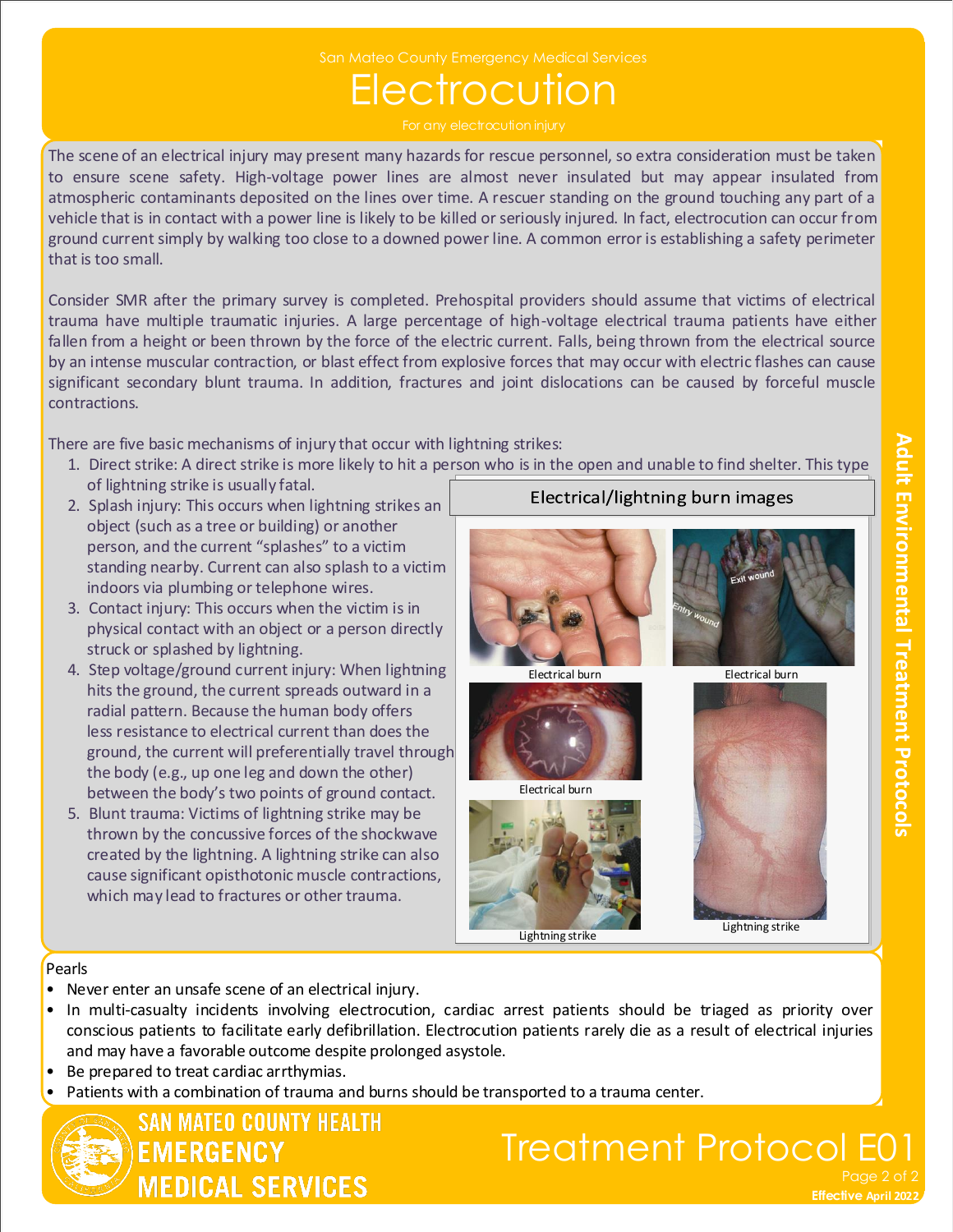San Mateo County Emergency Medical Services

# Electrocution

For any electrocution injury

The scene of an electrical injury may present many hazards for rescue personnel, so extra consideration must be taken to ensure scene safety. High-voltage power lines are almost never insulated but may appear insulated from atmospheric contaminants deposited on the lines over time. A rescuer standing on the ground touching any part of a vehicle that is in contact with a power line is likely to be killed or seriously injured. In fact, electrocution can occur from ground current simply by walking too close to a downed power line. A common error is establishing a safety perimeter that is too small.

Consider SMR after the primary survey is completed. Prehospital providers should assume that victims of electrical trauma have multiple traumatic injuries. A large percentage of high-voltage electrical trauma patients have either fallen from a height or been thrown by the force of the electric current. Falls, being thrown from the electrical source by an intense muscular contraction, or blast effect from explosive forces that may occur with electric flashes can cause significant secondary blunt trauma. In addition, fractures and joint dislocations can be caused by forceful muscle contractions.

There are five basic mechanisms of injury that occur with lightning strikes:

1. Direct strike: A direct strike is more likely to hit a person who is in the open and unable to find shelter. This type of lightning strike is usually fatal.
2. Splash injury: This occurs when lightning strikes an object (such as a tree or building) or another person, and the current "splashes" to a victim standing nearby. Current can also splash to a victim indoors via plumbing or telephone wires.
3. Contact injury: This occurs when the victim is in physical contact with an object or a person directly struck or splashed by lightning.
4. Step voltage/ground current injury: When lightning hits the ground, the current spreads outward in a radial pattern. Because the human body offers less resistance to electrical current than does the ground, the current will preferentially travel through the body (e.g., up one leg and down the other) between the body's two points of ground contact.
5. Blunt trauma: Victims of lightning strike may be thrown by the concussive forces of the shockwave created by the lightning. A lightning strike can also cause significant opisthotonic muscle contractions, which may lead to fractures or other trauma.

Electrical/lightning burn images

Electrical burn

Electrical burn

Electrical burn

Lightning strike

Lightning strike

Pearls

- Never enter an unsafe scene of an electrical injury.
- In multi-casualty incidents involving electrocution, cardiac arrest patients should be triaged as priority over conscious patients to facilitate early defibrillation. Electrocution patients rarely die as a result of electrical injuries and may have a favorable outcome despite prolonged asystole.
- Be prepared to treat cardiac arrthymias.
- Patients with a combination of trauma and burns should be transported to a trauma center.

Adult Environmental Treatment Protocols

SAN MATEO COUNTY HEALTH EMERGENCY MEDICAL SERVICES

Treatment Protocol E01

Effective April 2022